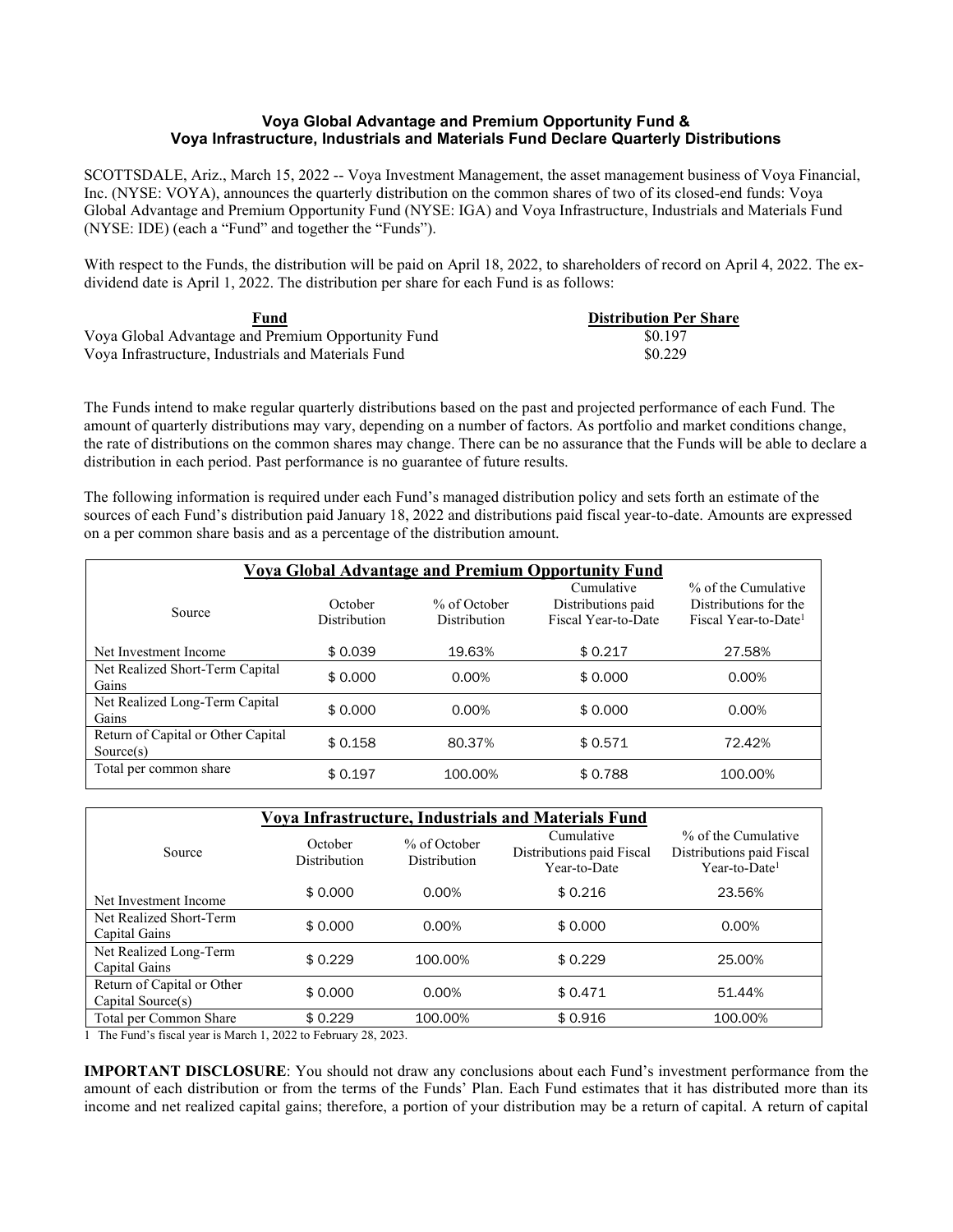**Voya Global Advantage and Premium Opportunity Fund &
Voya Infrastructure, Industrials and Materials Fund Declare Quarterly Distributions**

SCOTTSDALE, Ariz., March 15, 2022 -- Voya Investment Management, the asset management business of Voya Financial, Inc. (NYSE: VOYA), announces the quarterly distribution on the common shares of two of its closed-end funds: Voya Global Advantage and Premium Opportunity Fund (NYSE: IGA) and Voya Infrastructure, Industrials and Materials Fund (NYSE: IDE) (each a "Fund" and together the "Funds").

With respect to the Funds, the distribution will be paid on April 18, 2022, to shareholders of record on April 4, 2022. The ex-dividend date is April 1, 2022. The distribution per share for each Fund is as follows:

| Fund | Distribution Per Share |
| --- | --- |
| Voya Global Advantage and Premium Opportunity Fund | $0.197 |
| Voya Infrastructure, Industrials and Materials Fund | $0.229 |

The Funds intend to make regular quarterly distributions based on the past and projected performance of each Fund. The amount of quarterly distributions may vary, depending on a number of factors. As portfolio and market conditions change, the rate of distributions on the common shares may change. There can be no assurance that the Funds will be able to declare a distribution in each period. Past performance is no guarantee of future results.

The following information is required under each Fund's managed distribution policy and sets forth an estimate of the sources of each Fund's distribution paid January 18, 2022 and distributions paid fiscal year-to-date. Amounts are expressed on a per common share basis and as a percentage of the distribution amount.

**Voya Global Advantage and Premium Opportunity Fund**

| Source | October Distribution | % of October Distribution | Cumulative Distributions paid Fiscal Year-to-Date | % of the Cumulative Distributions for the Fiscal Year-to-Date[1] |
| --- | --- | --- | --- | --- |
| Net Investment Income | $ 0.039 | 19.63% | $ 0.217 | 27.58% |
| Net Realized Short-Term Capital Gains | $ 0.000 | 0.00% | $ 0.000 | 0.00% |
| Net Realized Long-Term Capital Gains | $ 0.000 | 0.00% | $ 0.000 | 0.00% |
| Return of Capital or Other Capital Source(s) | $ 0.158 | 80.37% | $ 0.571 | 72.42% |
| Total per common share | $ 0.197 | 100.00% | $ 0.788 | 100.00% |

**Voya Infrastructure, Industrials and Materials Fund**

| Source | October Distribution | % of October Distribution | Cumulative Distributions paid Fiscal Year-to-Date | % of the Cumulative Distributions paid Fiscal Year-to-Date[1] |
| --- | --- | --- | --- | --- |
| Net Investment Income | $ 0.000 | 0.00% | $ 0.216 | 23.56% |
| Net Realized Short-Term Capital Gains | $ 0.000 | 0.00% | $ 0.000 | 0.00% |
| Net Realized Long-Term Capital Gains | $ 0.229 | 100.00% | $ 0.229 | 25.00% |
| Return of Capital or Other Capital Source(s) | $ 0.000 | 0.00% | $ 0.471 | 51.44% |
| Total per Common Share | $ 0.229 | 100.00% | $ 0.916 | 100.00% |

1 The Fund's fiscal year is March 1, 2022 to February 28, 2023.

**IMPORTANT DISCLOSURE**: You should not draw any conclusions about each Fund's investment performance from the amount of each distribution or from the terms of the Funds' Plan. Each Fund estimates that it has distributed more than its income and net realized capital gains; therefore, a portion of your distribution may be a return of capital. A return of capital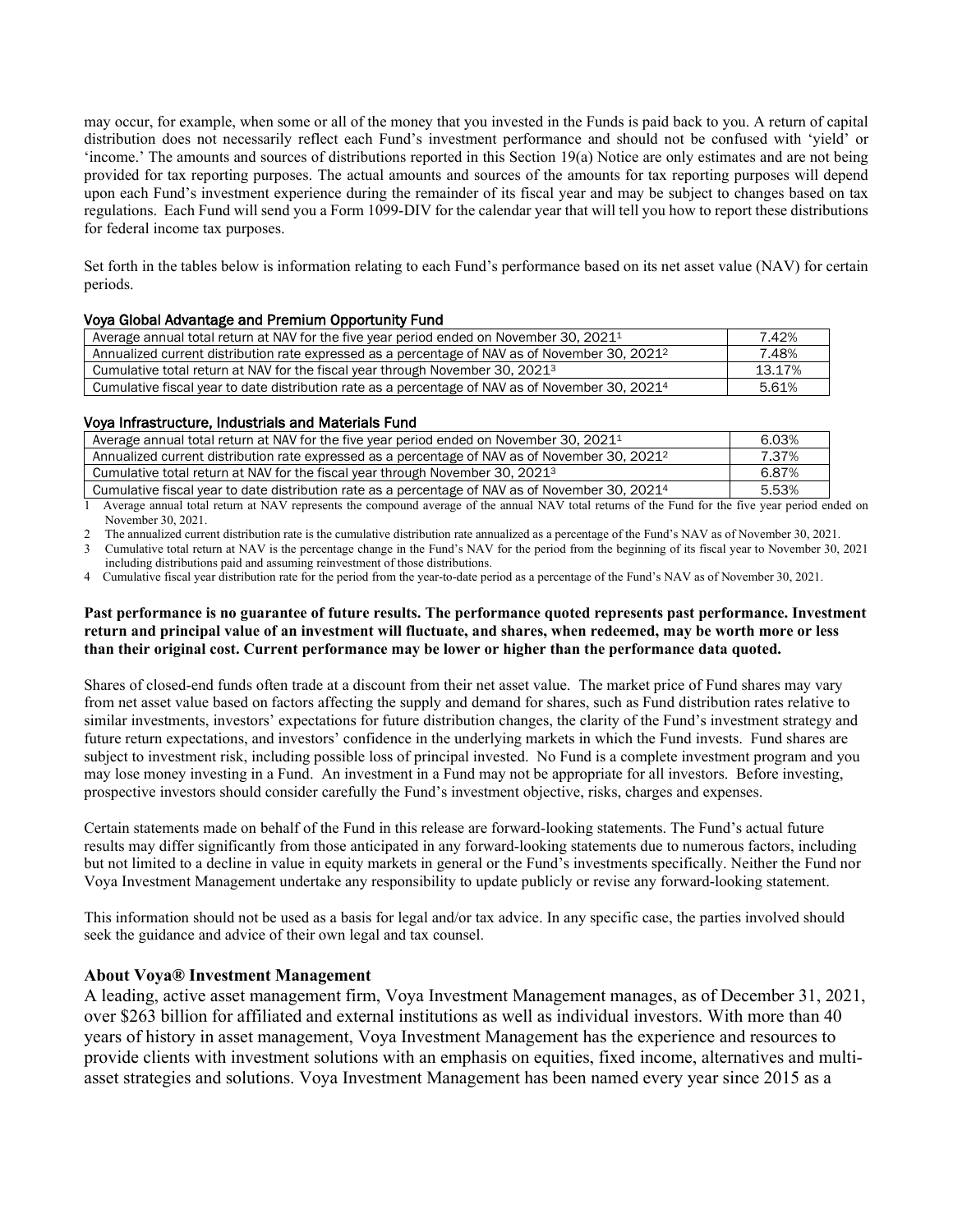may occur, for example, when some or all of the money that you invested in the Funds is paid back to you. A return of capital distribution does not necessarily reflect each Fund's investment performance and should not be confused with 'yield' or 'income.' The amounts and sources of distributions reported in this Section 19(a) Notice are only estimates and are not being provided for tax reporting purposes. The actual amounts and sources of the amounts for tax reporting purposes will depend upon each Fund's investment experience during the remainder of its fiscal year and may be subject to changes based on tax regulations. Each Fund will send you a Form 1099-DIV for the calendar year that will tell you how to report these distributions for federal income tax purposes.

Set forth in the tables below is information relating to each Fund's performance based on its net asset value (NAV) for certain periods.

**Voya Global Advantage and Premium Opportunity Fund**

| | |
|---|---|
| Average annual total return at NAV for the five year period ended on November 30, 2021[1] | 7.42% |
| Annualized current distribution rate expressed as a percentage of NAV as of November 30, 2021[2] | 7.48% |
| Cumulative total return at NAV for the fiscal year through November 30, 2021[3] | 13.17% |
| Cumulative fiscal year to date distribution rate as a percentage of NAV as of November 30, 2021[4] | 5.61% |

**Voya Infrastructure, Industrials and Materials Fund**

| | |
|---|---|
| Average annual total return at NAV for the five year period ended on November 30, 2021[1] | 6.03% |
| Annualized current distribution rate expressed as a percentage of NAV as of November 30, 2021[2] | 7.37% |
| Cumulative total return at NAV for the fiscal year through November 30, 2021[3] | 6.87% |
| Cumulative fiscal year to date distribution rate as a percentage of NAV as of November 30, 2021[4] | 5.53% |

1 Average annual total return at NAV represents the compound average of the annual NAV total returns of the Fund for the five year period ended on November 30, 2021.

2 The annualized current distribution rate is the cumulative distribution rate annualized as a percentage of the Fund's NAV as of November 30, 2021.

3 Cumulative total return at NAV is the percentage change in the Fund's NAV for the period from the beginning of its fiscal year to November 30, 2021 including distributions paid and assuming reinvestment of those distributions.

4 Cumulative fiscal year distribution rate for the period from the year-to-date period as a percentage of the Fund's NAV as of November 30, 2021.

**Past performance is no guarantee of future results. The performance quoted represents past performance. Investment return and principal value of an investment will fluctuate, and shares, when redeemed, may be worth more or less than their original cost. Current performance may be lower or higher than the performance data quoted.**

Shares of closed-end funds often trade at a discount from their net asset value. The market price of Fund shares may vary from net asset value based on factors affecting the supply and demand for shares, such as Fund distribution rates relative to similar investments, investors' expectations for future distribution changes, the clarity of the Fund's investment strategy and future return expectations, and investors' confidence in the underlying markets in which the Fund invests. Fund shares are subject to investment risk, including possible loss of principal invested. No Fund is a complete investment program and you may lose money investing in a Fund. An investment in a Fund may not be appropriate for all investors. Before investing, prospective investors should consider carefully the Fund's investment objective, risks, charges and expenses.

Certain statements made on behalf of the Fund in this release are forward-looking statements. The Fund's actual future results may differ significantly from those anticipated in any forward-looking statements due to numerous factors, including but not limited to a decline in value in equity markets in general or the Fund's investments specifically. Neither the Fund nor Voya Investment Management undertake any responsibility to update publicly or revise any forward-looking statement.

This information should not be used as a basis for legal and/or tax advice. In any specific case, the parties involved should seek the guidance and advice of their own legal and tax counsel.

**About Voya® Investment Management**

A leading, active asset management firm, Voya Investment Management manages, as of December 31, 2021, over $263 billion for affiliated and external institutions as well as individual investors. With more than 40 years of history in asset management, Voya Investment Management has the experience and resources to provide clients with investment solutions with an emphasis on equities, fixed income, alternatives and multi-asset strategies and solutions. Voya Investment Management has been named every year since 2015 as a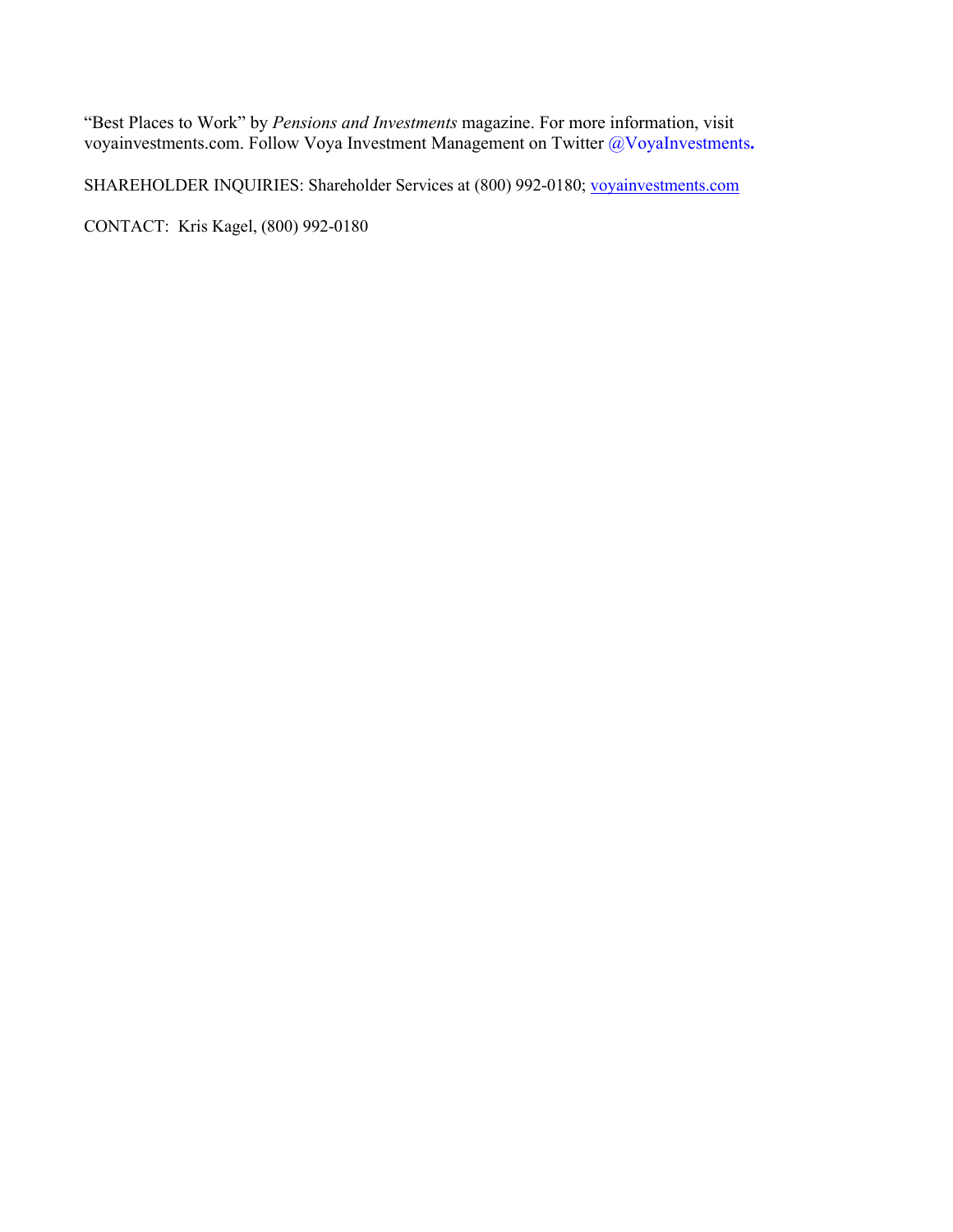"Best Places to Work" by *Pensions and Investments* magazine. For more information, visit voyainvestments.com. Follow Voya Investment Management on Twitter @VoyaInvestments**.**

SHAREHOLDER INQUIRIES: Shareholder Services at (800) 992-0180; voyainvestments.com

CONTACT: Kris Kagel, (800) 992-0180